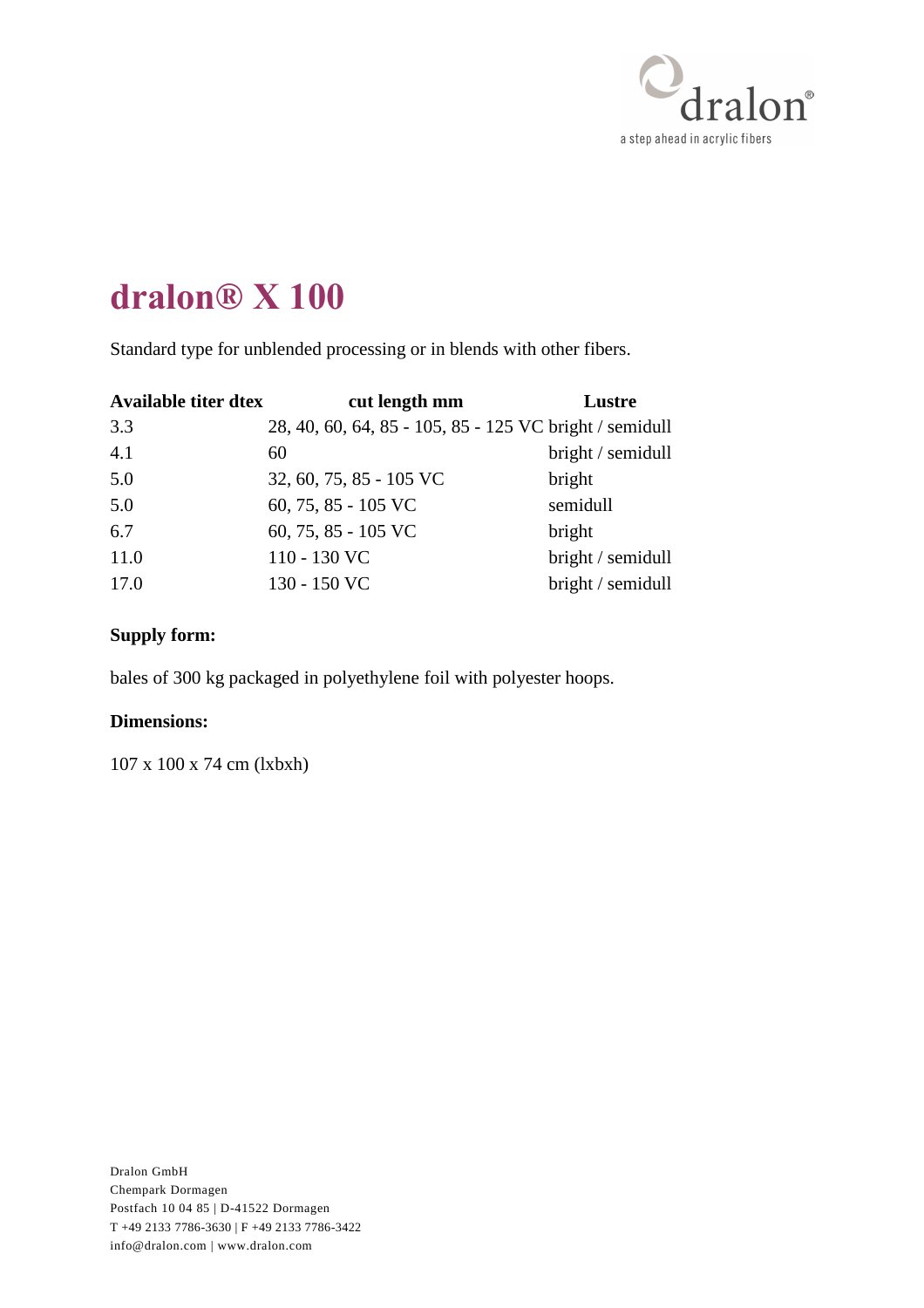# dralon® X 100

Standard type for unblended processing or in blends with other fibers.

| Available titer dtex | cut length mm | Lustre |
|---|---|---|
| 3.3 | 28, 40, 60, 64, 85 - 105, 85 - 125 VC | bright / semidull |
| 4.1 | 60 | bright / semidull |
| 5.0 | 32, 60, 75, 85 - 105 VC | bright |
| 5.0 | 60, 75, 85 - 105 VC | semidull |
| 6.7 | 60, 75, 85 - 105 VC | bright |
| 11.0 | 110 - 130 VC | bright / semidull |
| 17.0 | 130 - 150 VC | bright / semidull |

**Supply form:**

bales of 300 kg packaged in polyethylene foil with polyester hoops.

**Dimensions:**

107 x 100 x 74 cm (lxbxh)

Dralon GmbH
Chempark Dormagen
Postfach 10 04 85 | D-41522 Dormagen
T +49 2133 7786-3630 | F +49 2133 7786-3422
info@dralon.com | www.dralon.com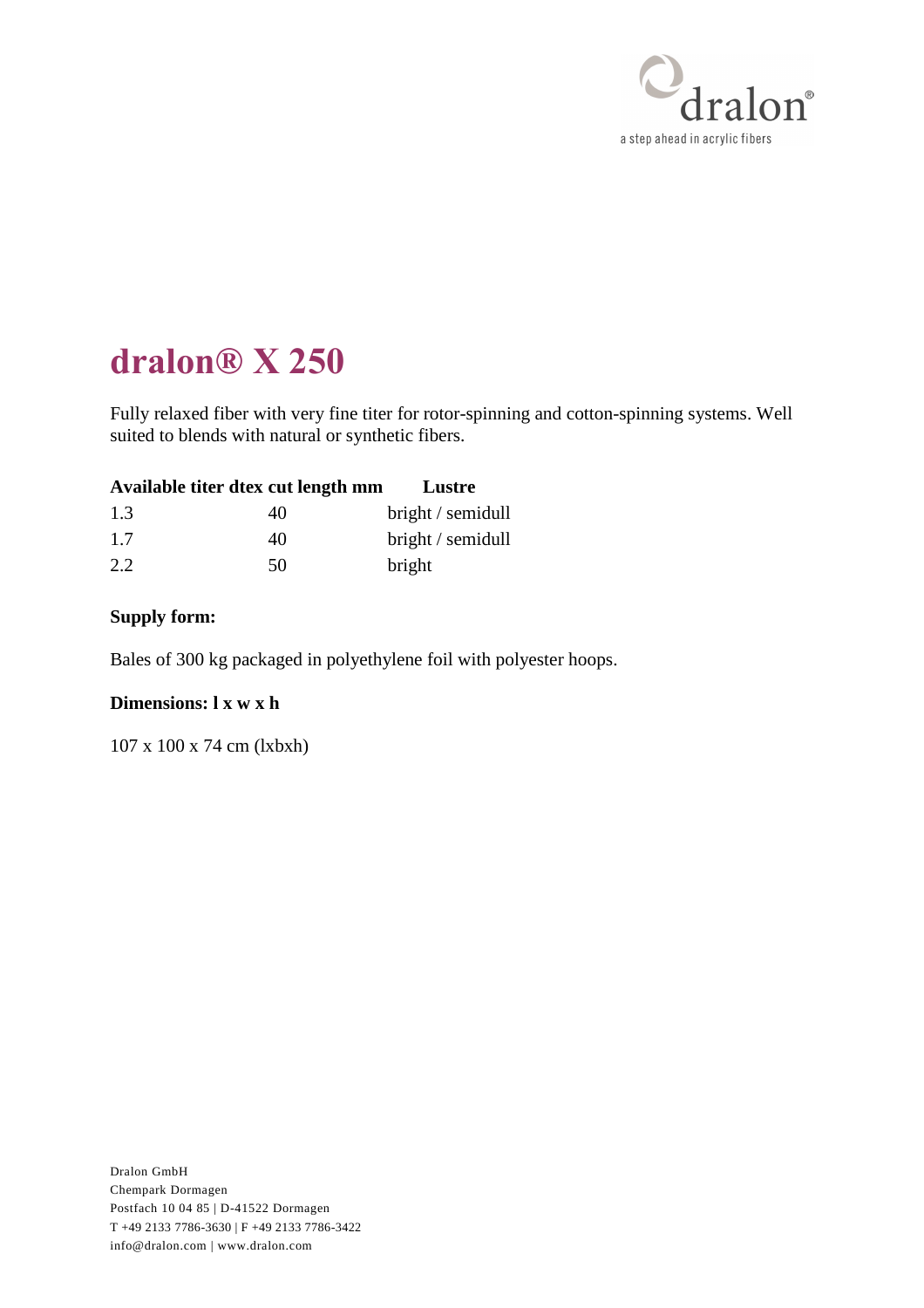# dralon® X 250

Fully relaxed fiber with very fine titer for rotor-spinning and cotton-spinning systems. Well suited to blends with natural or synthetic fibers.

| Available titer dtex | cut length mm | Lustre |
|---|---|---|
| 1.3 | 40 | bright / semidull |
| 1.7 | 40 | bright / semidull |
| 2.2 | 50 | bright |

**Supply form:**

Bales of 300 kg packaged in polyethylene foil with polyester hoops.

**Dimensions: l x w x h**

107 x 100 x 74 cm (lxbxh)

Dralon GmbH
Chempark Dormagen
Postfach 10 04 85 | D-41522 Dormagen
T +49 2133 7786-3630 | F +49 2133 7786-3422
info@dralon.com | www.dralon.com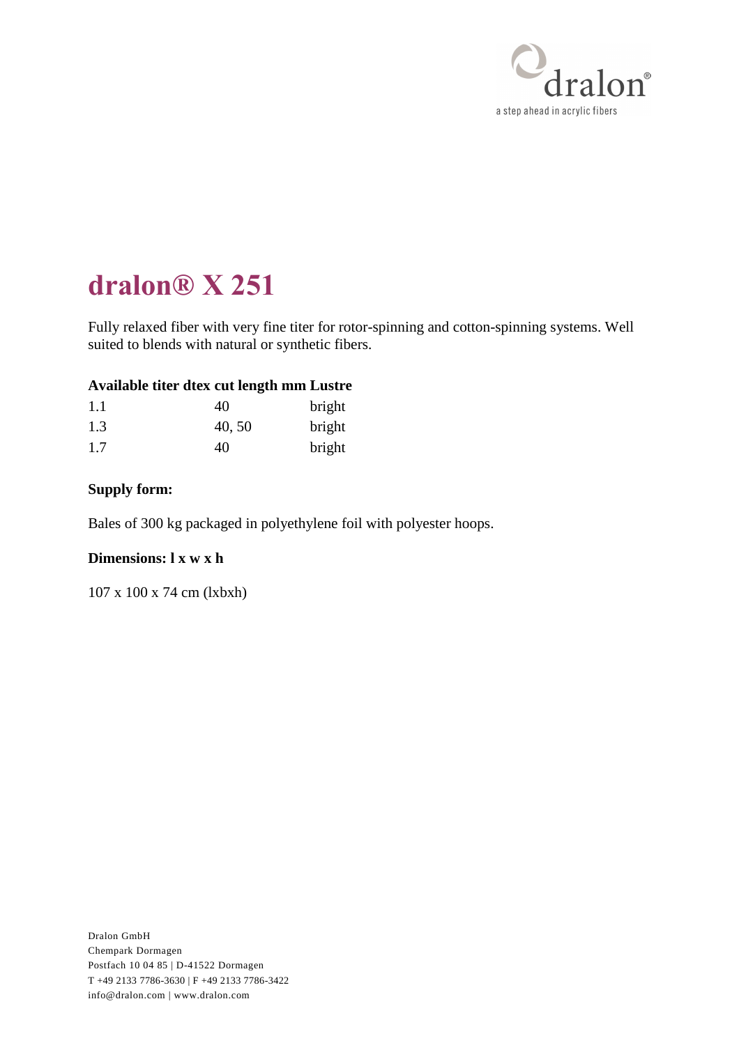# dralon® X 251

Fully relaxed fiber with very fine titer for rotor-spinning and cotton-spinning systems. Well suited to blends with natural or synthetic fibers.

| Available titer dtex | cut length mm | Lustre |
|---|---|---|
| 1.1 | 40 | bright |
| 1.3 | 40, 50 | bright |
| 1.7 | 40 | bright |

**Supply form:**

Bales of 300 kg packaged in polyethylene foil with polyester hoops.

**Dimensions: l x w x h**

107 x 100 x 74 cm (lxbxh)

Dralon GmbH
Chempark Dormagen
Postfach 10 04 85 | D-41522 Dormagen
T +49 2133 7786-3630 | F +49 2133 7786-3422
info@dralon.com | www.dralon.com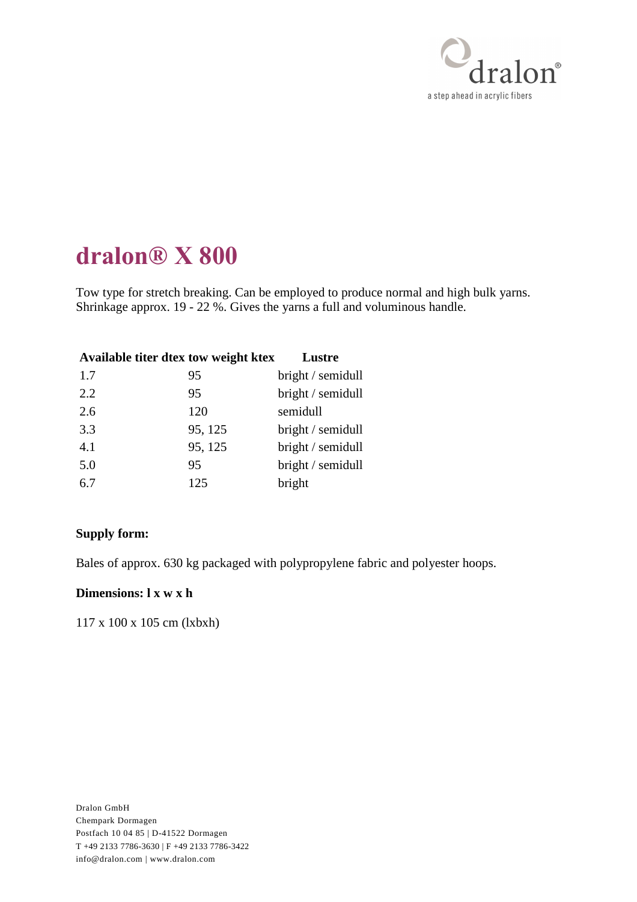# dralon® X 800

Tow type for stretch breaking. Can be employed to produce normal and high bulk yarns. Shrinkage approx. 19 - 22 %. Gives the yarns a full and voluminous handle.

| Available titer dtex | tow weight ktex | Lustre |
|---|---|---|
| 1.7 | 95 | bright / semidull |
| 2.2 | 95 | bright / semidull |
| 2.6 | 120 | semidull |
| 3.3 | 95, 125 | bright / semidull |
| 4.1 | 95, 125 | bright / semidull |
| 5.0 | 95 | bright / semidull |
| 6.7 | 125 | bright |

**Supply form:**

Bales of approx. 630 kg packaged with polypropylene fabric and polyester hoops.

**Dimensions: l x w x h**

117 x 100 x 105 cm (lxbxh)

Dralon GmbH
Chempark Dormagen
Postfach 10 04 85 | D-41522 Dormagen
T +49 2133 7786-3630 | F +49 2133 7786-3422
info@dralon.com | www.dralon.com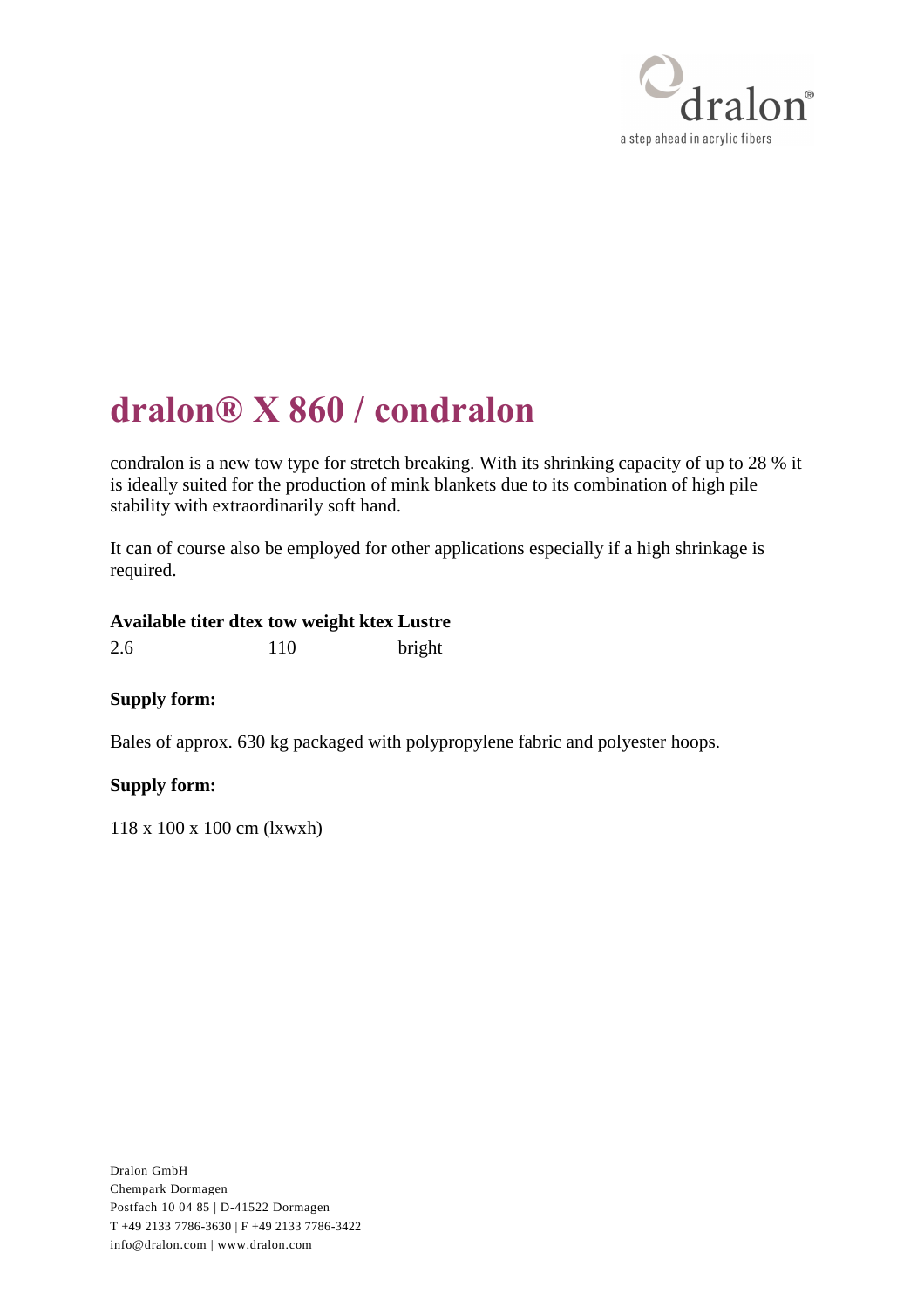# dralon® X 860 / condralon

condralon is a new tow type for stretch breaking. With its shrinking capacity of up to 28 % it is ideally suited for the production of mink blankets due to its combination of high pile stability with extraordinarily soft hand.

It can of course also be employed for other applications especially if a high shrinkage is required.

| Available titer dtex | tow weight ktex | Lustre |
|---|---|---|
| 2.6 | 110 | bright |

**Supply form:**

Bales of approx. 630 kg packaged with polypropylene fabric and polyester hoops.

**Supply form:**

118 x 100 x 100 cm (lxwxh)

Dralon GmbH
Chempark Dormagen
Postfach 10 04 85 | D-41522 Dormagen
T +49 2133 7786-3630 | F +49 2133 7786-3422
info@dralon.com | www.dralon.com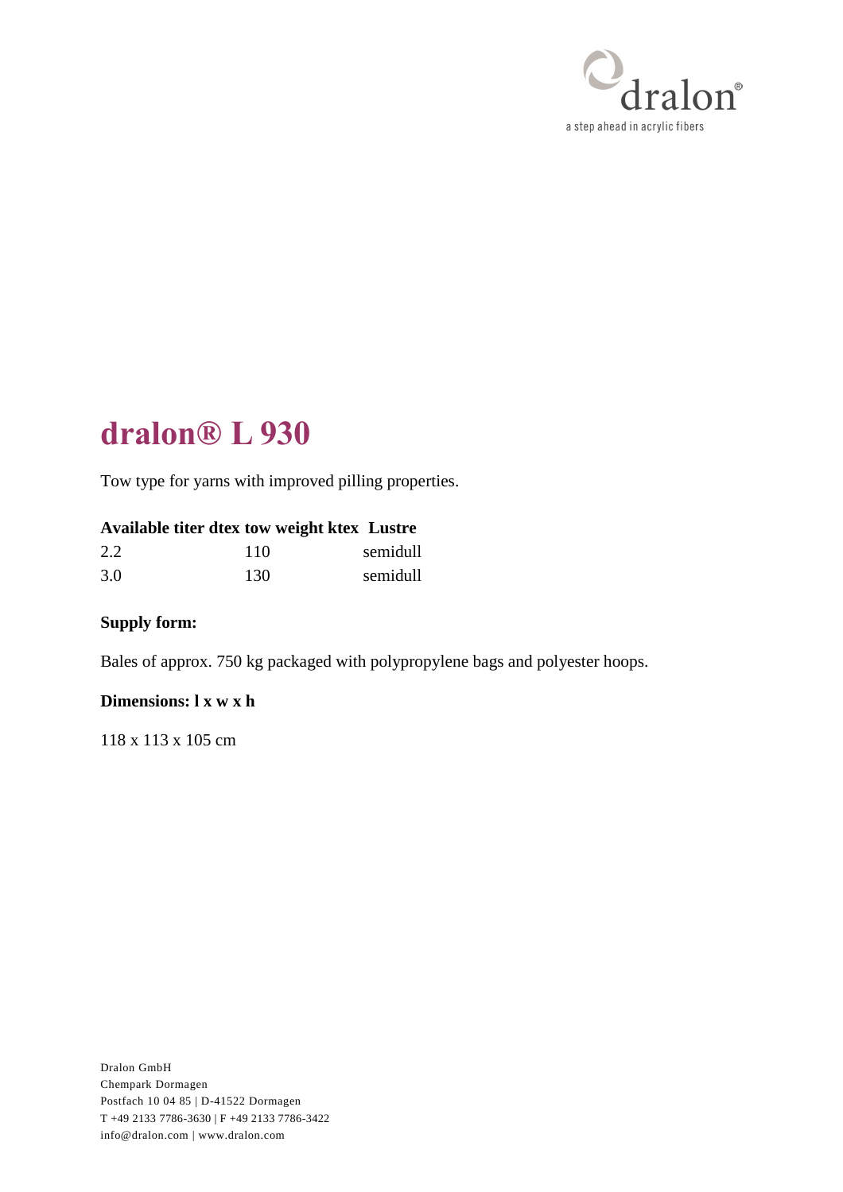# dralon® L 930

Tow type for yarns with improved pilling properties.

| Available titer dtex | tow weight ktex | Lustre |
|---|---|---|
| 2.2 | 110 | semidull |
| 3.0 | 130 | semidull |

**Supply form:**

Bales of approx. 750 kg packaged with polypropylene bags and polyester hoops.

**Dimensions: l x w x h**

118 x 113 x 105 cm

Dralon GmbH
Chempark Dormagen
Postfach 10 04 85 | D-41522 Dormagen
T +49 2133 7786-3630 | F +49 2133 7786-3422
info@dralon.com | www.dralon.com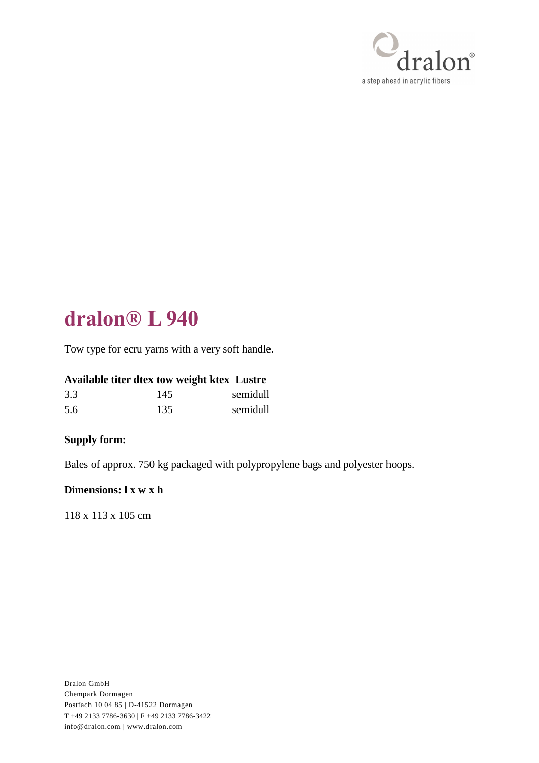# dralon® L 940

Tow type for ecru yarns with a very soft handle.

| Available titer dtex | tow weight ktex | Lustre |
|---|---|---|
| 3.3 | 145 | semidull |
| 5.6 | 135 | semidull |

**Supply form:**

Bales of approx. 750 kg packaged with polypropylene bags and polyester hoops.

**Dimensions: l x w x h**

118 x 113 x 105 cm

Dralon GmbH
Chempark Dormagen
Postfach 10 04 85 | D-41522 Dormagen
T +49 2133 7786-3630 | F +49 2133 7786-3422
info@dralon.com | www.dralon.com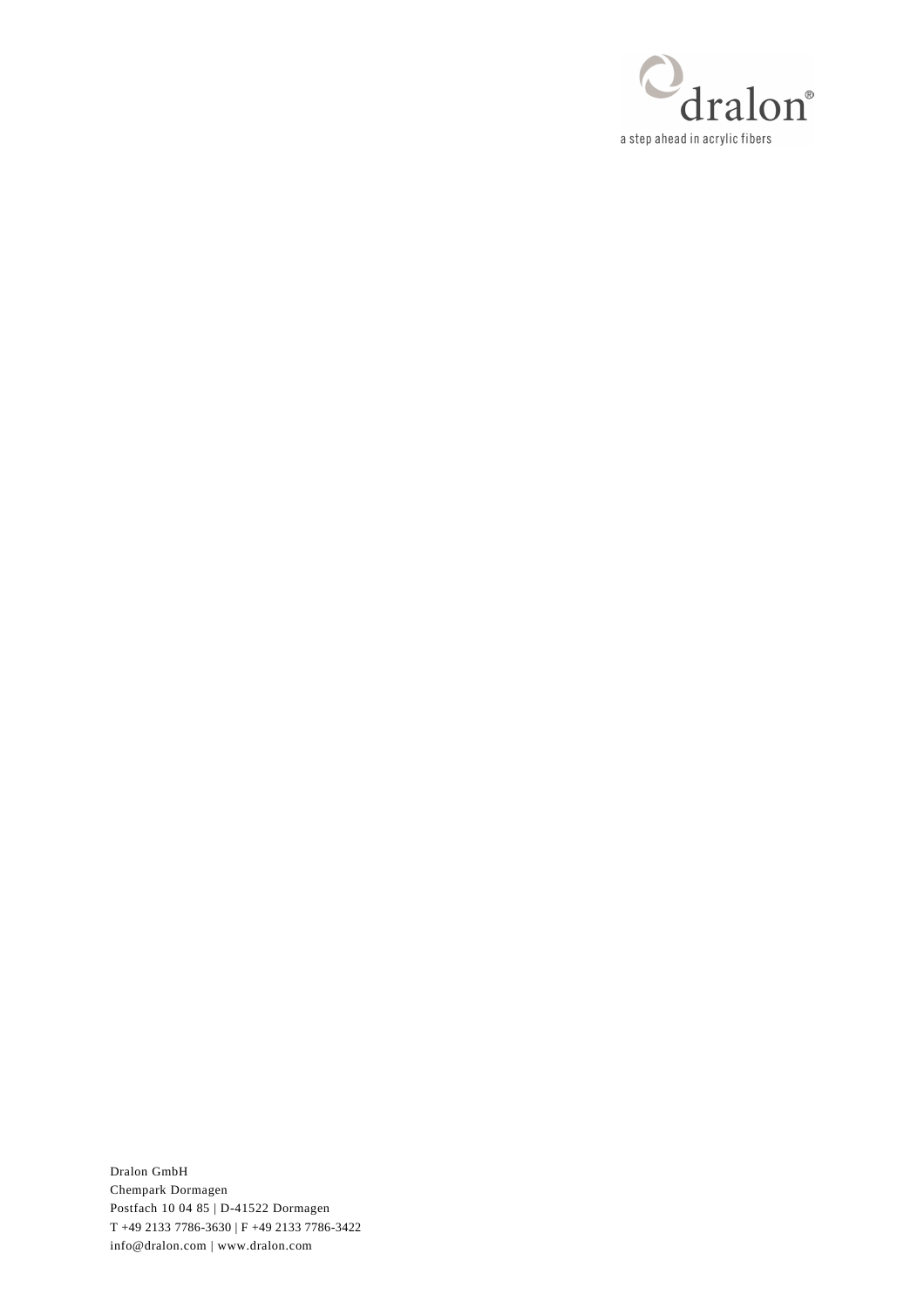Dralon GmbH
Chempark Dormagen
Postfach 10 04 85 | D-41522 Dormagen
T +49 2133 7786-3630 | F +49 2133 7786-3422
info@dralon.com | www.dralon.com